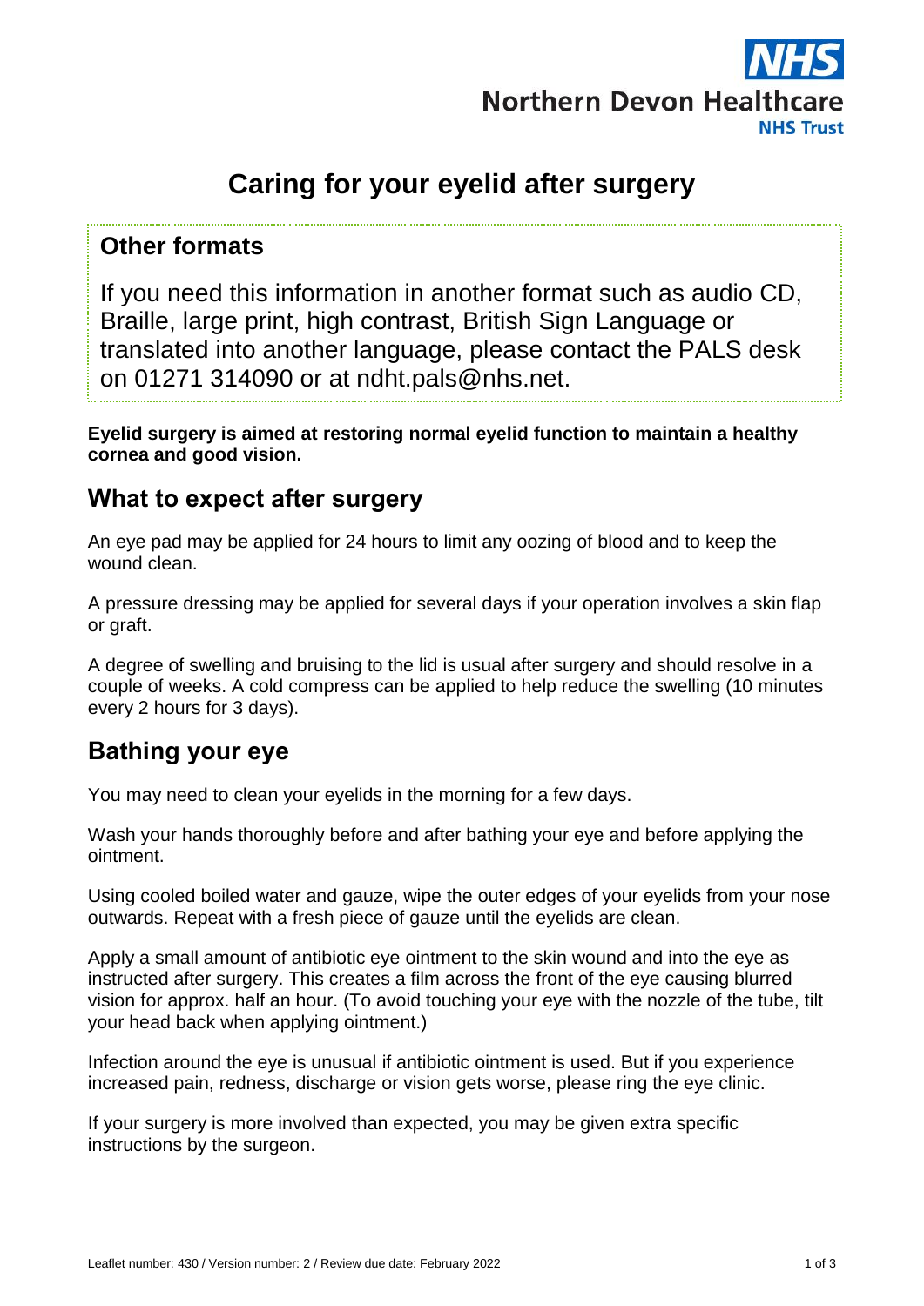# Caring for your eyelid after surgery

## Other formats

If you need this information in another format such as audio CD, Braille, large print, high contrast, British Sign Language or translated into another language, please contact the PALS desk on 01271 314090 or at ndht.pals@nhs.net.

**Eyelid surgery is aimed at restoring normal eyelid function to maintain a healthy cornea and good vision.**

## What to expect after surgery

An eye pad may be applied for 24 hours to limit any oozing of blood and to keep the wound clean.

A pressure dressing may be applied for several days if your operation involves a skin flap or graft.

A degree of swelling and bruising to the lid is usual after surgery and should resolve in a couple of weeks. A cold compress can be applied to help reduce the swelling (10 minutes every 2 hours for 3 days).

## Bathing your eye

You may need to clean your eyelids in the morning for a few days.

Wash your hands thoroughly before and after bathing your eye and before applying the ointment.

Using cooled boiled water and gauze, wipe the outer edges of your eyelids from your nose outwards. Repeat with a fresh piece of gauze until the eyelids are clean.

Apply a small amount of antibiotic eye ointment to the skin wound and into the eye as instructed after surgery. This creates a film across the front of the eye causing blurred vision for approx. half an hour. (To avoid touching your eye with the nozzle of the tube, tilt your head back when applying ointment.)

Infection around the eye is unusual if antibiotic ointment is used. But if you experience increased pain, redness, discharge or vision gets worse, please ring the eye clinic.

If your surgery is more involved than expected, you may be given extra specific instructions by the surgeon.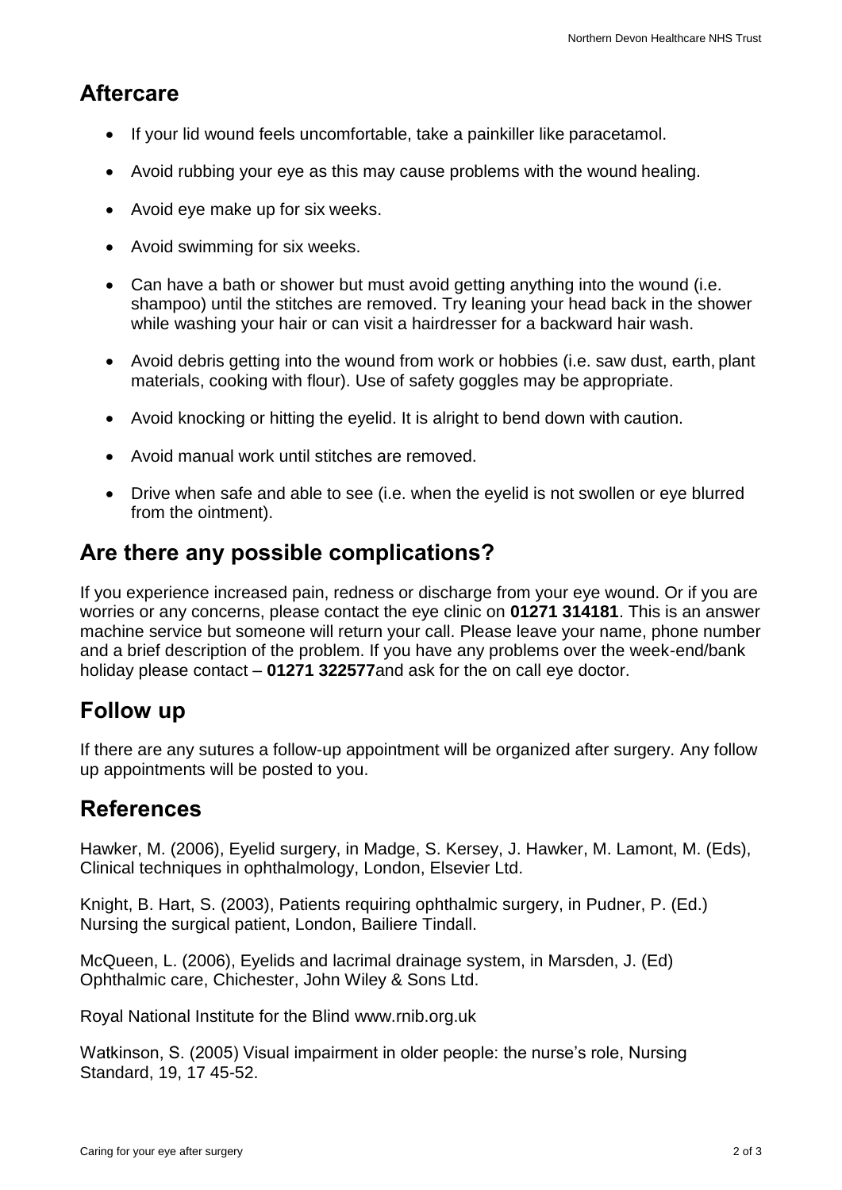## Aftercare

- If your lid wound feels uncomfortable, take a painkiller like paracetamol.
- Avoid rubbing your eye as this may cause problems with the wound healing.
- Avoid eye make up for six weeks.
- Avoid swimming for six weeks.
- Can have a bath or shower but must avoid getting anything into the wound (i.e. shampoo) until the stitches are removed. Try leaning your head back in the shower while washing your hair or can visit a hairdresser for a backward hair wash.
- Avoid debris getting into the wound from work or hobbies (i.e. saw dust, earth, plant materials, cooking with flour). Use of safety goggles may be appropriate.
- Avoid knocking or hitting the eyelid. It is alright to bend down with caution.
- Avoid manual work until stitches are removed.
- Drive when safe and able to see (i.e. when the eyelid is not swollen or eye blurred from the ointment).

## Are there any possible complications?

If you experience increased pain, redness or discharge from your eye wound. Or if you are worries or any concerns, please contact the eye clinic on **01271 314181**. This is an answer machine service but someone will return your call. Please leave your name, phone number and a brief description of the problem. If you have any problems over the week-end/bank holiday please contact – **01271 322577**and ask for the on call eye doctor.

## Follow up

If there are any sutures a follow-up appointment will be organized after surgery. Any follow up appointments will be posted to you.

## References

Hawker, M. (2006), Eyelid surgery, in Madge, S. Kersey, J. Hawker, M. Lamont, M. (Eds), Clinical techniques in ophthalmology, London, Elsevier Ltd.

Knight, B. Hart, S. (2003), Patients requiring ophthalmic surgery, in Pudner, P. (Ed.) Nursing the surgical patient, London, Bailiere Tindall.

McQueen, L. (2006), Eyelids and lacrimal drainage system, in Marsden, J. (Ed) Ophthalmic care, Chichester, John Wiley & Sons Ltd.

Royal National Institute for the Blind www.rnib.org.uk

Watkinson, S. (2005) Visual impairment in older people: the nurse's role, Nursing Standard, 19, 17 45-52.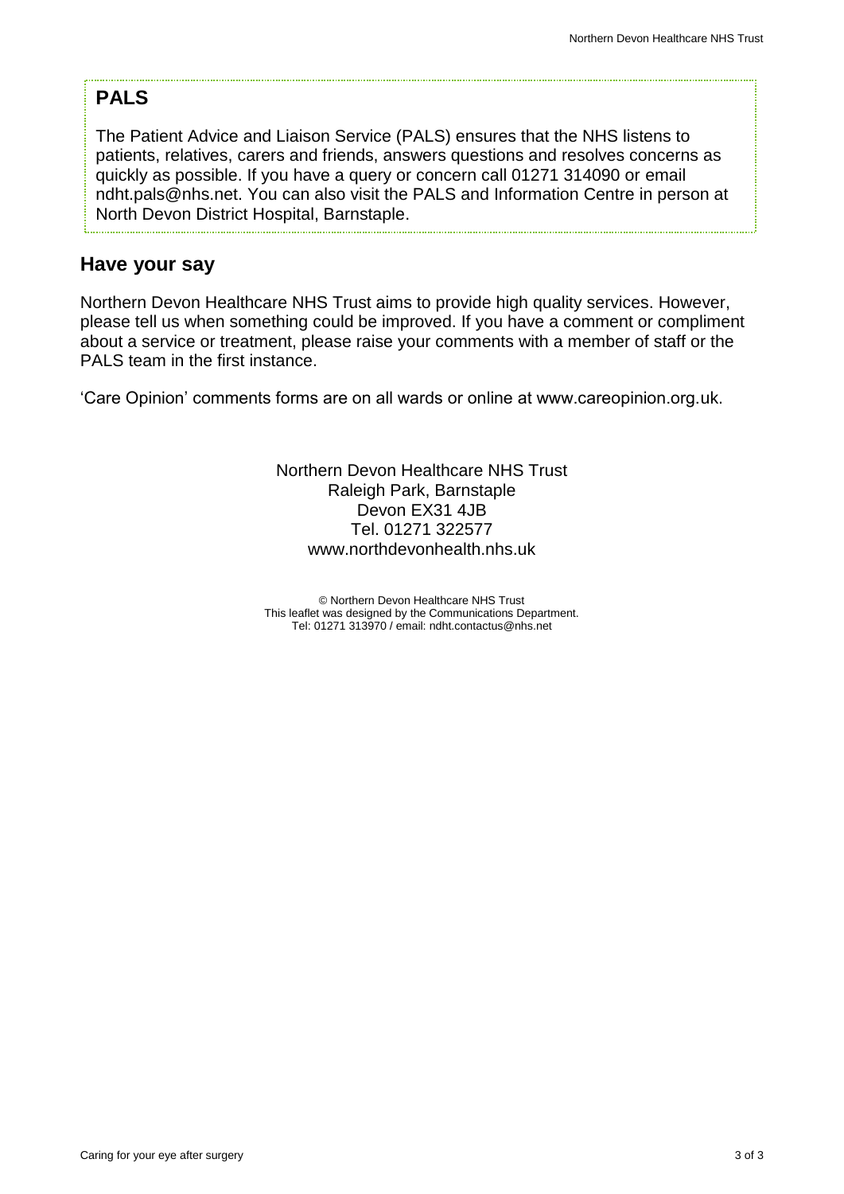## PALS

The Patient Advice and Liaison Service (PALS) ensures that the NHS listens to patients, relatives, carers and friends, answers questions and resolves concerns as quickly as possible. If you have a query or concern call 01271 314090 or email ndht.pals@nhs.net. You can also visit the PALS and Information Centre in person at North Devon District Hospital, Barnstaple.

## Have your say

Northern Devon Healthcare NHS Trust aims to provide high quality services. However, please tell us when something could be improved. If you have a comment or compliment about a service or treatment, please raise your comments with a member of staff or the PALS team in the first instance.

'Care Opinion' comments forms are on all wards or online at www.careopinion.org.uk.

Northern Devon Healthcare NHS Trust
Raleigh Park, Barnstaple
Devon EX31 4JB
Tel. 01271 322577
www.northdevonhealth.nhs.uk

© Northern Devon Healthcare NHS Trust
This leaflet was designed by the Communications Department.
Tel: 01271 313970 / email: ndht.contactus@nhs.net